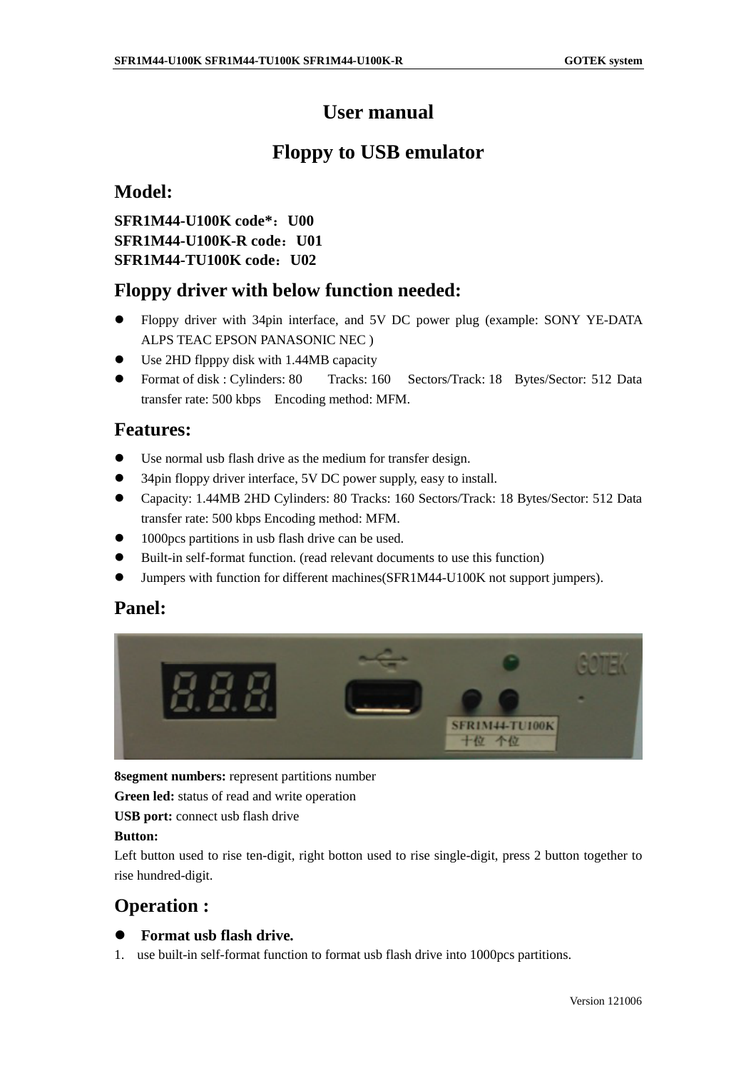# User manual

# Floppy to USB emulator

## Model:

**SFR1M44-U100K code*：U00**
**SFR1M44-U100K-R code：U01**
**SFR1M44-TU100K code：U02**

## Floppy driver with below function needed:

- Floppy driver with 34pin interface, and 5V DC power plug (example: SONY YE-DATA ALPS TEAC EPSON PANASONIC NEC )
- Use 2HD flpppy disk with 1.44MB capacity
- Format of disk : Cylinders: 80 Tracks: 160 Sectors/Track: 18 Bytes/Sector: 512 Data transfer rate: 500 kbps Encoding method: MFM.

## Features:

- Use normal usb flash drive as the medium for transfer design.
- 34pin floppy driver interface, 5V DC power supply, easy to install.
- Capacity: 1.44MB 2HD Cylinders: 80 Tracks: 160 Sectors/Track: 18 Bytes/Sector: 512 Data transfer rate: 500 kbps Encoding method: MFM.
- 1000pcs partitions in usb flash drive can be used.
- Built-in self-format function. (read relevant documents to use this function)
- Jumpers with function for different machines(SFR1M44-U100K not support jumpers).

## Panel:

**8segment numbers:** represent partitions number
**Green led:** status of read and write operation
**USB port:** connect usb flash drive
**Button:**
Left button used to rise ten-digit, right botton used to rise single-digit, press 2 button together to rise hundred-digit.

## Operation :

- **Format usb flash drive.**

1. use built-in self-format function to format usb flash drive into 1000pcs partitions.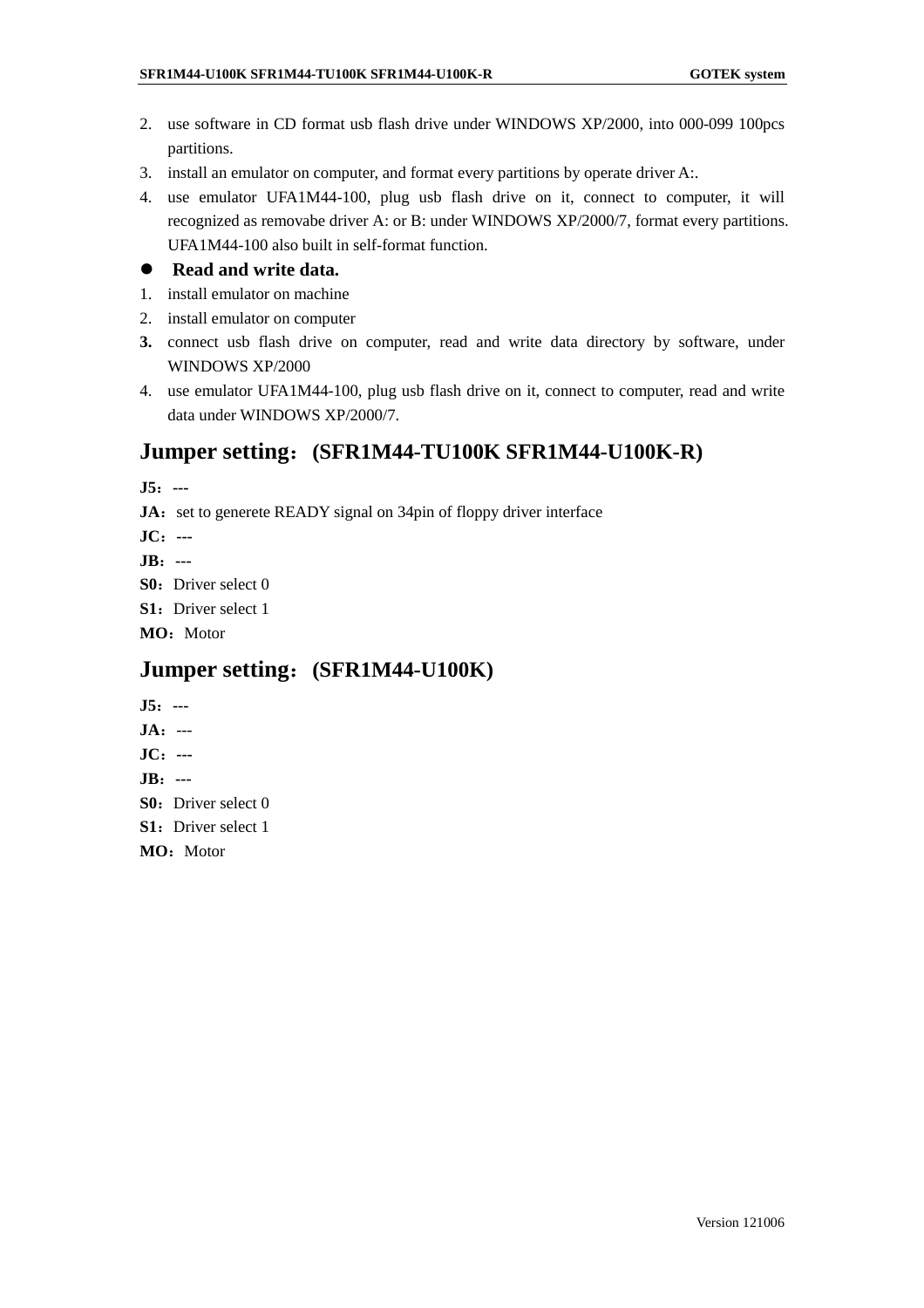2. use software in CD format usb flash drive under WINDOWS XP/2000, into 000-099 100pcs partitions.
3. install an emulator on computer, and format every partitions by operate driver A:.
4. use emulator UFA1M44-100, plug usb flash drive on it, connect to computer, it will recognized as removabe driver A: or B: under WINDOWS XP/2000/7, format every partitions. UFA1M44-100 also built in self-format function.

- **Read and write data.**

1. install emulator on machine
2. install emulator on computer
3. connect usb flash drive on computer, read and write data directory by software, under WINDOWS XP/2000
4. use emulator UFA1M44-100, plug usb flash drive on it, connect to computer, read and write data under WINDOWS XP/2000/7.

## Jumper setting：(SFR1M44-TU100K SFR1M44-U100K-R)

**J5**：---
**JA**：set to generete READY signal on 34pin of floppy driver interface
**JC**：---
**JB**：---
**S0**：Driver select 0
**S1**：Driver select 1
**MO**：Motor

## Jumper setting：(SFR1M44-U100K)

**J5**：---
**JA**：---
**JC**：---
**JB**：---
**S0**：Driver select 0
**S1**：Driver select 1
**MO**：Motor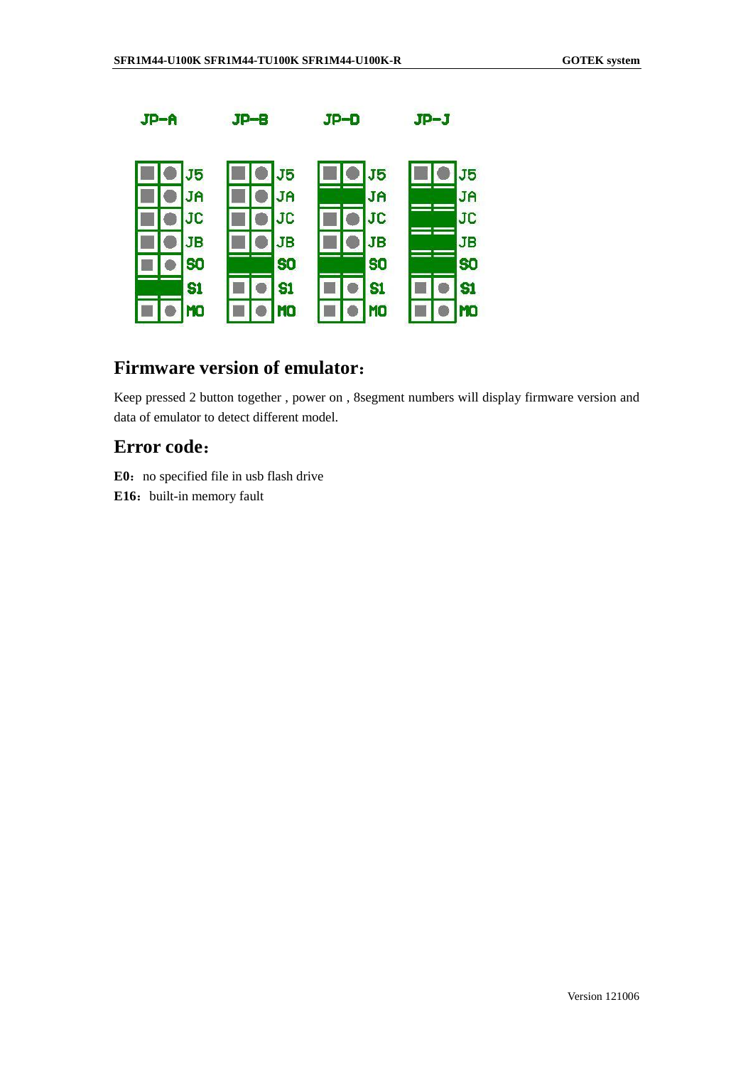JP-A JP-B JP-D JP-J

J5
JA
JC
JB
S0
S1
MO

## Firmware version of emulator:

Keep pressed 2 button together , power on , 8segment numbers will display firmware version and data of emulator to detect different model.

## Error code:

**E0:** no specified file in usb flash drive

**E16:** built-in memory fault